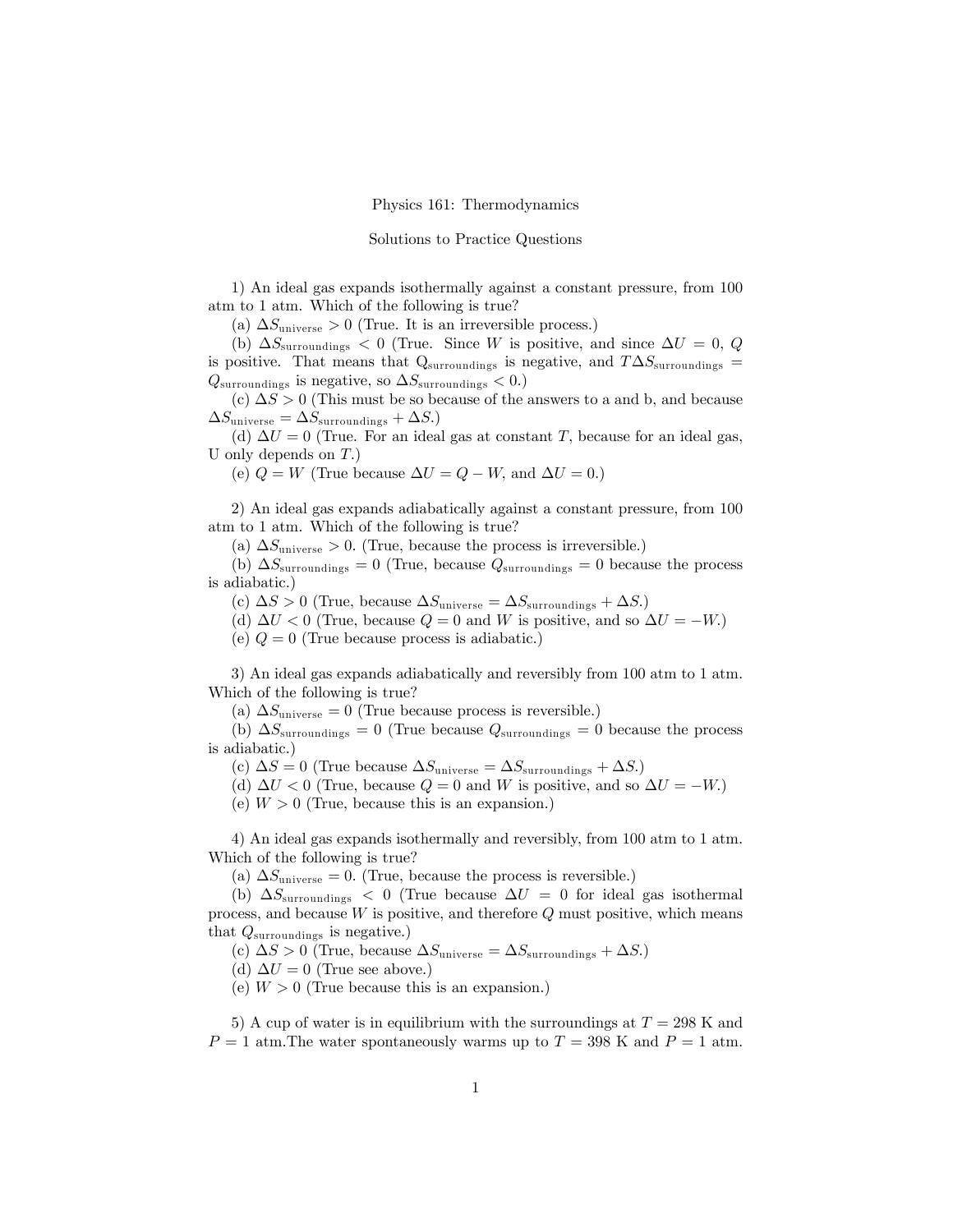Physics 161: Thermodynamics

Solutions to Practice Questions

1) An ideal gas expands isothermally against a constant pressure, from 100 atm to 1 atm. Which of the following is true?

(a) $\Delta S_{\text{universe}} > 0$ (True. It is an irreversible process.)

(b) $\Delta S_{\text{surroundings}} < 0$ (True. Since $W$ is positive, and since $\Delta U = 0$, $Q$ is positive. That means that $Q_{\text{surroundings}}$ is negative, and $T\Delta S_{\text{surroundings}} = Q_{\text{surroundings}}$ is negative, so $\Delta S_{\text{surroundings}} < 0$.)

(c) $\Delta S > 0$ (This must be so because of the answers to a and b, and because $\Delta S_{\text{universe}} = \Delta S_{\text{surroundings}} + \Delta S$.)

(d) $\Delta U = 0$ (True. For an ideal gas at constant $T$, because for an ideal gas, U only depends on $T$.)

(e) $Q = W$ (True because $\Delta U = Q - W$, and $\Delta U = 0$.)

2) An ideal gas expands adiabatically against a constant pressure, from 100 atm to 1 atm. Which of the following is true?

(a) $\Delta S_{\text{universe}} > 0$. (True, because the process is irreversible.)

(b) $\Delta S_{\text{surroundings}} = 0$ (True, because $Q_{\text{surroundings}} = 0$ because the process is adiabatic.)

(c) $\Delta S > 0$ (True, because $\Delta S_{\text{universe}} = \Delta S_{\text{surroundings}} + \Delta S$.)

(d) $\Delta U < 0$ (True, because $Q = 0$ and $W$ is positive, and so $\Delta U = -W$.)

(e) $Q = 0$ (True because process is adiabatic.)

3) An ideal gas expands adiabatically and reversibly from 100 atm to 1 atm. Which of the following is true?

(a) $\Delta S_{\text{universe}} = 0$ (True because process is reversible.)

(b) $\Delta S_{\text{surroundings}} = 0$ (True because $Q_{\text{surroundings}} = 0$ because the process is adiabatic.)

(c) $\Delta S = 0$ (True because $\Delta S_{\text{universe}} = \Delta S_{\text{surroundings}} + \Delta S$.)

(d) $\Delta U < 0$ (True, because $Q = 0$ and $W$ is positive, and so $\Delta U = -W$.)

(e) $W > 0$ (True, because this is an expansion.)

4) An ideal gas expands isothermally and reversibly, from 100 atm to 1 atm. Which of the following is true?

(a) $\Delta S_{\text{universe}} = 0$. (True, because the process is reversible.)

(b) $\Delta S_{\text{surroundings}} < 0$ (True because $\Delta U = 0$ for ideal gas isothermal process, and because $W$ is positive, and therefore $Q$ must positive, which means that $Q_{\text{surroundings}}$ is negative.)

(c) $\Delta S > 0$ (True, because $\Delta S_{\text{universe}} = \Delta S_{\text{surroundings}} + \Delta S$.)

(d) $\Delta U = 0$ (True see above.)

(e) $W > 0$ (True because this is an expansion.)

5) A cup of water is in equilibrium with the surroundings at $T = 298$ K and $P = 1$ atm.The water spontaneously warms up to $T = 398$ K and $P = 1$ atm.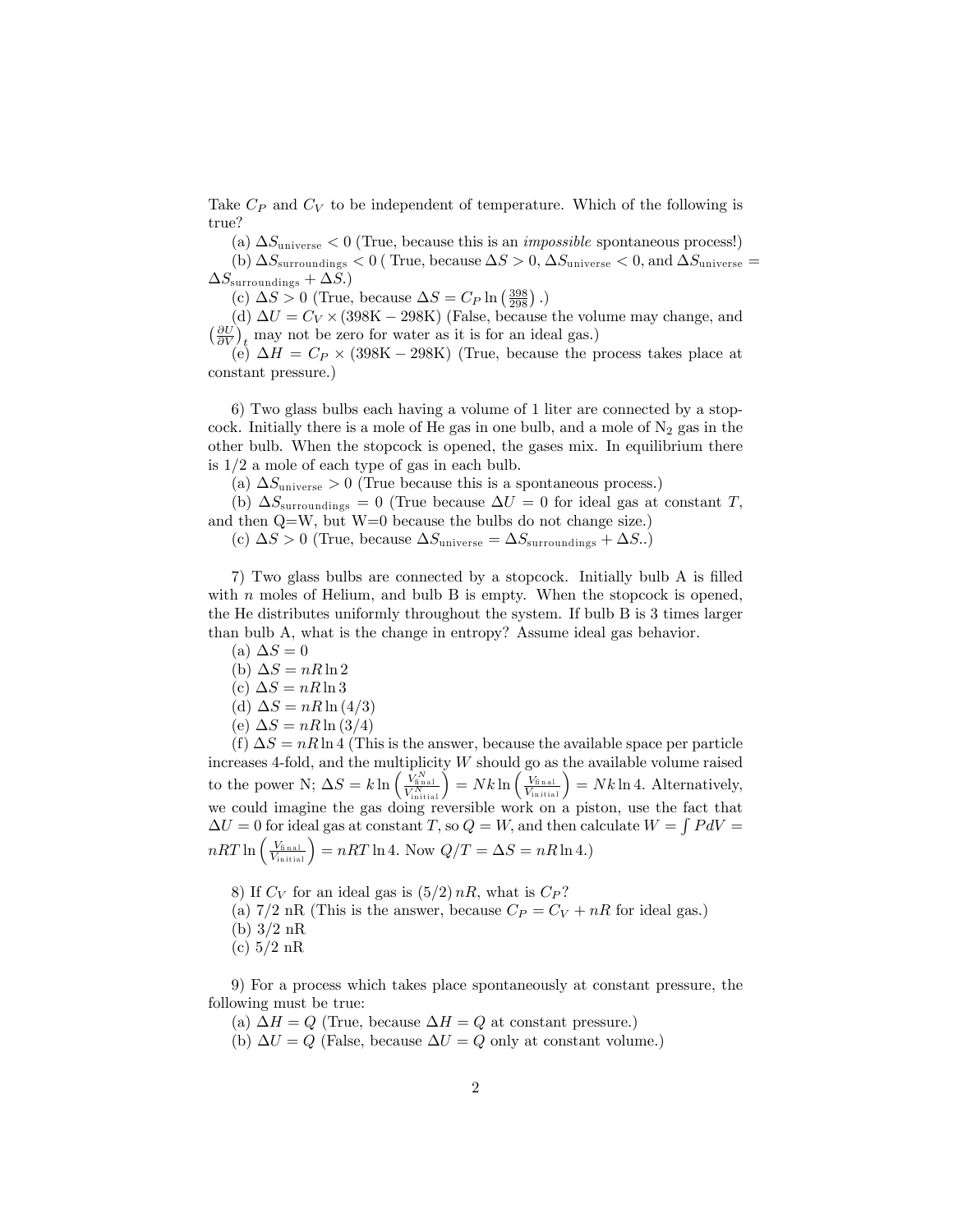Take $C_P$ and $C_V$ to be independent of temperature. Which of the following is true?

(a) $\Delta S_{\text{universe}} < 0$ (True, because this is an *impossible* spontaneous process!)

(b) $\Delta S_{\text{surroundings}} < 0$ ( True, because $\Delta S > 0$, $\Delta S_{\text{universe}} < 0$, and $\Delta S_{\text{universe}} = \Delta S_{\text{surroundings}} + \Delta S$.)

(c) $\Delta S > 0$ (True, because $\Delta S = C_P \ln\left(\frac{398}{298}\right)$ .)

(d) $\Delta U = C_V \times (398\text{K} - 298\text{K})$ (False, because the volume may change, and $\left(\frac{\partial U}{\partial V}\right)_t$ may not be zero for water as it is for an ideal gas.)

(e) $\Delta H = C_P \times (398\text{K} - 298\text{K})$ (True, because the process takes place at constant pressure.)

6) Two glass bulbs each having a volume of 1 liter are connected by a stopcock. Initially there is a mole of He gas in one bulb, and a mole of $N_2$ gas in the other bulb. When the stopcock is opened, the gases mix. In equilibrium there is 1/2 a mole of each type of gas in each bulb.

(a) $\Delta S_{\text{universe}} > 0$ (True because this is a spontaneous process.)

(b) $\Delta S_{\text{surroundings}} = 0$ (True because $\Delta U = 0$ for ideal gas at constant $T$, and then Q=W, but W=0 because the bulbs do not change size.)

(c) $\Delta S > 0$ (True, because $\Delta S_{\text{universe}} = \Delta S_{\text{surroundings}} + \Delta S$..)

7) Two glass bulbs are connected by a stopcock. Initially bulb A is filled with $n$ moles of Helium, and bulb B is empty. When the stopcock is opened, the He distributes uniformly throughout the system. If bulb B is 3 times larger than bulb A, what is the change in entropy? Assume ideal gas behavior.

(a) $\Delta S = 0$

(b) $\Delta S = nR\ln 2$

(c) $\Delta S = nR\ln 3$

(d) $\Delta S = nR\ln(4/3)$

(e) $\Delta S = nR\ln(3/4)$

(f) $\Delta S = nR\ln 4$ (This is the answer, because the available space per particle increases 4-fold, and the multiplicity $W$ should go as the available volume raised to the power N; $\Delta S = k\ln\left(\frac{V_{\text{final}}^N}{V_{\text{initial}}^N}\right) = Nk\ln\left(\frac{V_{\text{final}}}{V_{\text{initial}}}\right) = Nk\ln 4$. Alternatively, we could imagine the gas doing reversible work on a piston, use the fact that $\Delta U = 0$ for ideal gas at constant $T$, so $Q = W$, and then calculate $W = \int PdV = nRT\ln\left(\frac{V_{\text{final}}}{V_{\text{initial}}}\right) = nRT\ln 4$. Now $Q/T = \Delta S = nR\ln 4$.)

8) If $C_V$ for an ideal gas is $(5/2)\,nR$, what is $C_P$?

(a) 7/2 nR (This is the answer, because $C_P = C_V + nR$ for ideal gas.)

(b) 3/2 nR

(c) 5/2 nR

9) For a process which takes place spontaneously at constant pressure, the following must be true:

(a) $\Delta H = Q$ (True, because $\Delta H = Q$ at constant pressure.)

(b) $\Delta U = Q$ (False, because $\Delta U = Q$ only at constant volume.)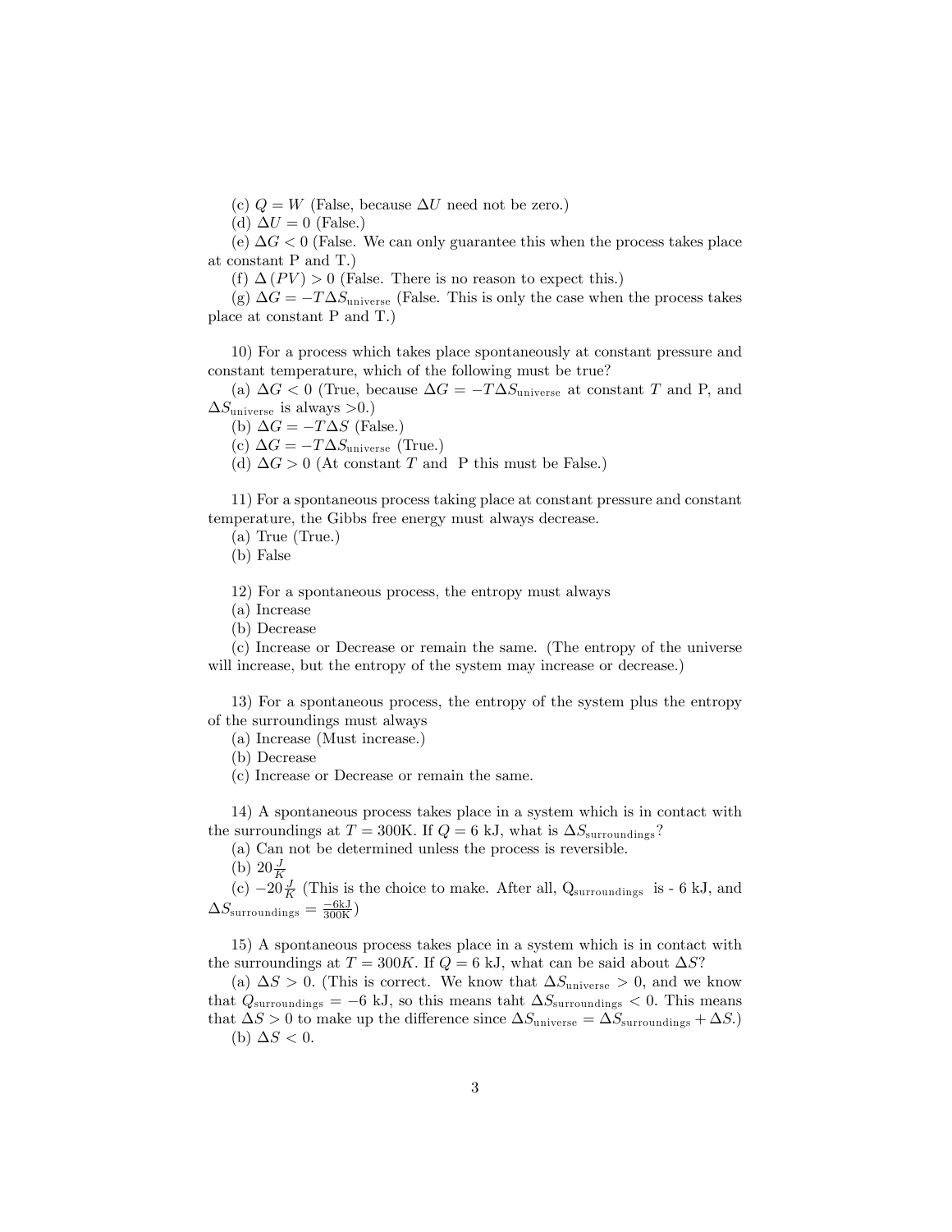(c) $Q = W$ (False, because $\Delta U$ need not be zero.)

(d) $\Delta U = 0$ (False.)

(e) $\Delta G < 0$ (False. We can only guarantee this when the process takes place at constant P and T.)

(f) $\Delta(PV) > 0$ (False. There is no reason to expect this.)

(g) $\Delta G = -T\Delta S_{\text{universe}}$ (False. This is only the case when the process takes place at constant P and T.)

10) For a process which takes place spontaneously at constant pressure and constant temperature, which of the following must be true?

(a) $\Delta G < 0$ (True, because $\Delta G = -T\Delta S_{\text{universe}}$ at constant $T$ and P, and $\Delta S_{\text{universe}}$ is always $>0$.)

(b) $\Delta G = -T\Delta S$ (False.)

(c) $\Delta G = -T\Delta S_{\text{universe}}$ (True.)

(d) $\Delta G > 0$ (At constant $T$ and P this must be False.)

11) For a spontaneous process taking place at constant pressure and constant temperature, the Gibbs free energy must always decrease.

(a) True (True.)

(b) False

12) For a spontaneous process, the entropy must always

(a) Increase

(b) Decrease

(c) Increase or Decrease or remain the same. (The entropy of the universe will increase, but the entropy of the system may increase or decrease.)

13) For a spontaneous process, the entropy of the system plus the entropy of the surroundings must always

(a) Increase (Must increase.)

(b) Decrease

(c) Increase or Decrease or remain the same.

14) A spontaneous process takes place in a system which is in contact with the surroundings at $T = 300$K. If $Q = 6$ kJ, what is $\Delta S_{\text{surroundings}}$?

(a) Can not be determined unless the process is reversible.

(b) $20\frac{J}{K}$

(c) $-20\frac{J}{K}$ (This is the choice to make. After all, $Q_{\text{surroundings}}$ is - 6 kJ, and $\Delta S_{\text{surroundings}} = \frac{-6\text{kJ}}{300\text{K}}$)

15) A spontaneous process takes place in a system which is in contact with the surroundings at $T = 300K$. If $Q = 6$ kJ, what can be said about $\Delta S$?

(a) $\Delta S > 0$. (This is correct. We know that $\Delta S_{\text{universe}} > 0$, and we know that $Q_{\text{surroundings}} = -6$ kJ, so this means taht $\Delta S_{\text{surroundings}} < 0$. This means that $\Delta S > 0$ to make up the difference since $\Delta S_{\text{universe}} = \Delta S_{\text{surroundings}} + \Delta S$.)

(b) $\Delta S < 0$.